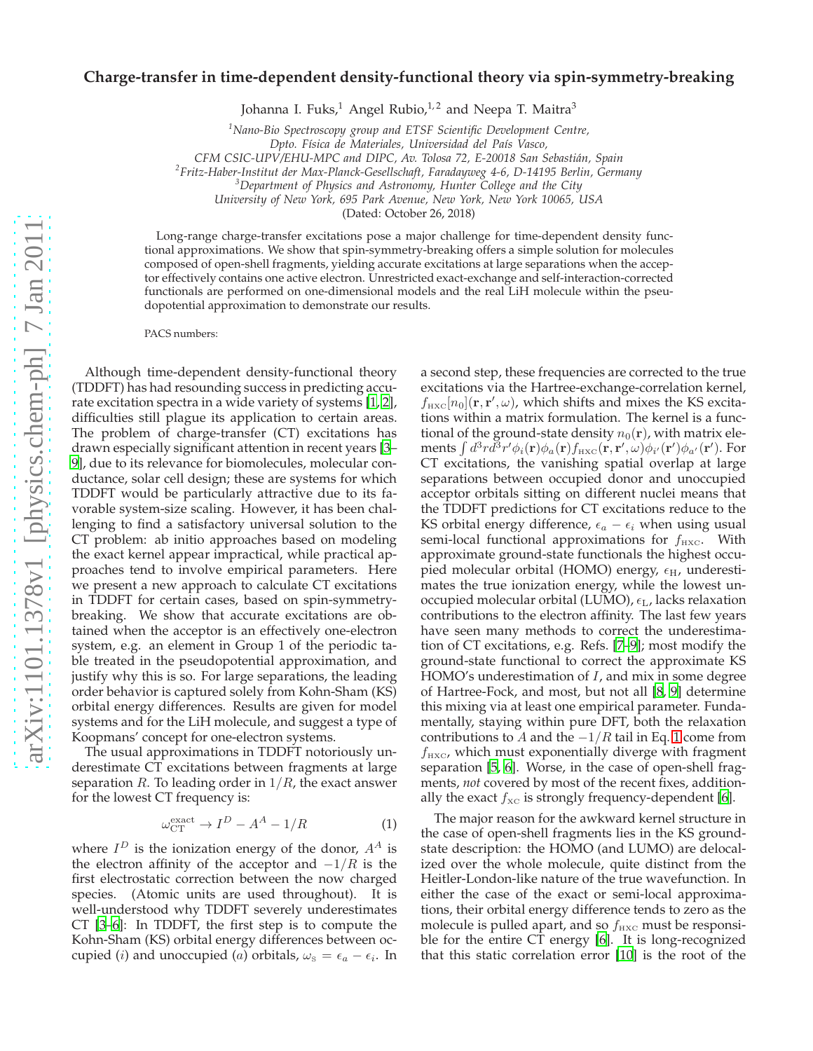# Charge-transfer in time-dependent density-functional theory via spin-symmetry-breaking

Johanna I. Fuks,[1] Angel Rubio,[1,2] and Neepa T. Maitra[3]

[1]*Nano-Bio Spectroscopy group and ETSF Scientific Development Centre, Dpto. Física de Materiales, Universidad del País Vasco, CFM CSIC-UPV/EHU-MPC and DIPC, Av. Tolosa 72, E-20018 San Sebastián, Spain*
[2]*Fritz-Haber-Institut der Max-Planck-Gesellschaft, Faradayweg 4-6, D-14195 Berlin, Germany*
[3]*Department of Physics and Astronomy, Hunter College and the City University of New York, 695 Park Avenue, New York, New York 10065, USA*

(Dated: October 26, 2018)

Long-range charge-transfer excitations pose a major challenge for time-dependent density functional approximations. We show that spin-symmetry-breaking offers a simple solution for molecules composed of open-shell fragments, yielding accurate excitations at large separations when the acceptor effectively contains one active electron. Unrestricted exact-exchange and self-interaction-corrected functionals are performed on one-dimensional models and the real LiH molecule within the pseudopotential approximation to demonstrate our results.

PACS numbers:

Although time-dependent density-functional theory (TDDFT) has had resounding success in predicting accurate excitation spectra in a wide variety of systems [1, 2], difficulties still plague its application to certain areas. The problem of charge-transfer (CT) excitations has drawn especially significant attention in recent years [3–9], due to its relevance for biomolecules, molecular conductance, solar cell design; these are systems for which TDDFT would be particularly attractive due to its favorable system-size scaling. However, it has been challenging to find a satisfactory universal solution to the CT problem: ab initio approaches based on modeling the exact kernel appear impractical, while practical approaches tend to involve empirical parameters. Here we present a new approach to calculate CT excitations in TDDFT for certain cases, based on spin-symmetry-breaking. We show that accurate excitations are obtained when the acceptor is an effectively one-electron system, e.g. an element in Group 1 of the periodic table treated in the pseudopotential approximation, and justify why this is so. For large separations, the leading order behavior is captured solely from Kohn-Sham (KS) orbital energy differences. Results are given for model systems and for the LiH molecule, and suggest a type of Koopmans' concept for one-electron systems.

The usual approximations in TDDFT notoriously underestimate CT excitations between fragments at large separation $R$. To leading order in $1/R$, the exact answer for the lowest CT frequency is:

$$\omega_{\rm CT}^{\rm exact} \to I^D - A^A - 1/R \qquad (1)$$

where $I^D$ is the ionization energy of the donor, $A^A$ is the electron affinity of the acceptor and $-1/R$ is the first electrostatic correction between the now charged species. (Atomic units are used throughout). It is well-understood why TDDFT severely underestimates CT [3–6]: In TDDFT, the first step is to compute the Kohn-Sham (KS) orbital energy differences between occupied ($i$) and unoccupied ($a$) orbitals, $\omega_{\rm S} = \epsilon_a - \epsilon_i$. In a second step, these frequencies are corrected to the true excitations via the Hartree-exchange-correlation kernel, $f_{\rm HXC}[n_0](\mathbf{r}, \mathbf{r}', \omega)$, which shifts and mixes the KS excitations within a matrix formulation. The kernel is a functional of the ground-state density $n_0(\mathbf{r})$, with matrix elements $\int d^3r d^3r' \phi_i(\mathbf{r})\phi_a(\mathbf{r}) f_{\rm HXC}(\mathbf{r}, \mathbf{r}', \omega)\phi_{i'}(\mathbf{r}')\phi_{a'}(\mathbf{r}')$. For CT excitations, the vanishing spatial overlap at large separations between occupied donor and unoccupied acceptor orbitals sitting on different nuclei means that the TDDFT predictions for CT excitations reduce to the KS orbital energy difference, $\epsilon_a - \epsilon_i$ when using usual semi-local functional approximations for $f_{\rm HXC}$. With approximate ground-state functionals the highest occupied molecular orbital (HOMO) energy, $\epsilon_{\rm H}$, underestimates the true ionization energy, while the lowest unoccupied molecular orbital (LUMO), $\epsilon_{\rm L}$, lacks relaxation contributions to the electron affinity. The last few years have seen many methods to correct the underestimation of CT excitations, e.g. Refs. [7–9]; most modify the ground-state functional to correct the approximate KS HOMO's underestimation of $I$, and mix in some degree of Hartree-Fock, and most, but not all [8, 9] determine this mixing via at least one empirical parameter. Fundamentally, staying within pure DFT, both the relaxation contributions to $A$ and the $-1/R$ tail in Eq. 1 come from $f_{\rm HXC}$, which must exponentially diverge with fragment separation [5, 6]. Worse, in the case of open-shell fragments, *not* covered by most of the recent fixes, additionally the exact $f_{\rm XC}$ is strongly frequency-dependent [6].

The major reason for the awkward kernel structure in the case of open-shell fragments lies in the KS ground-state description: the HOMO (and LUMO) are delocalized over the whole molecule, quite distinct from the Heitler-London-like nature of the true wavefunction. In either the case of the exact or semi-local approximations, their orbital energy difference tends to zero as the molecule is pulled apart, and so $f_{\rm HXC}$ must be responsible for the entire CT energy [6]. It is long-recognized that this static correlation error [10] is the root of the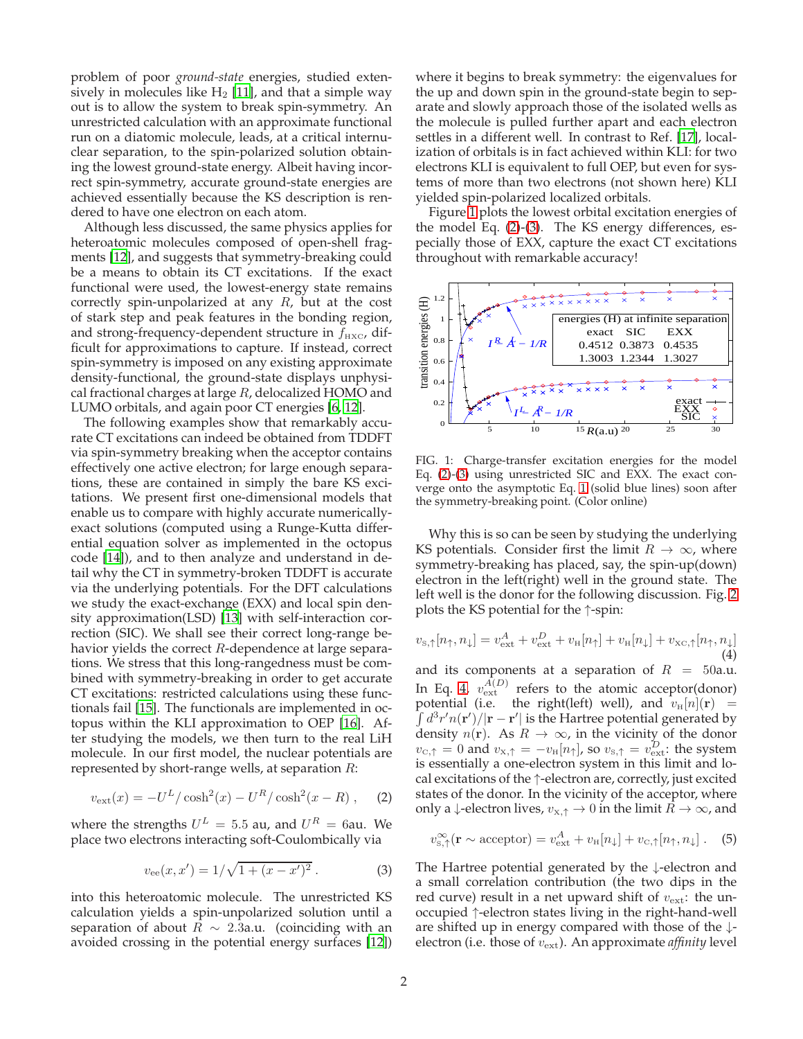problem of poor *ground-state* energies, studied extensively in molecules like $H_2$ [11], and that a simple way out is to allow the system to break spin-symmetry. An unrestricted calculation with an approximate functional run on a diatomic molecule, leads, at a critical internuclear separation, to the spin-polarized solution obtaining the lowest ground-state energy. Albeit having incorrect spin-symmetry, accurate ground-state energies are achieved essentially because the KS description is rendered to have one electron on each atom.

Although less discussed, the same physics applies for heteroatomic molecules composed of open-shell fragments [12], and suggests that symmetry-breaking could be a means to obtain its CT excitations. If the exact functional were used, the lowest-energy state remains correctly spin-unpolarized at any $R$, but at the cost of stark step and peak features in the bonding region, and strong-frequency-dependent structure in $f_{\rm HXC}$, difficult for approximations to capture. If instead, correct spin-symmetry is imposed on any existing approximate density-functional, the ground-state displays unphysical fractional charges at large $R$, delocalized HOMO and LUMO orbitals, and again poor CT energies [6, 12].

The following examples show that remarkably accurate CT excitations can indeed be obtained from TDDFT via spin-symmetry breaking when the acceptor contains effectively one active electron; for large enough separations, these are contained in simply the bare KS excitations. We present first one-dimensional models that enable us to compare with highly accurate numerically-exact solutions (computed using a Runge-Kutta differential equation solver as implemented in the octopus code [14]), and to then analyze and understand in detail why the CT in symmetry-broken TDDFT is accurate via the underlying potentials. For the DFT calculations we study the exact-exchange (EXX) and local spin density approximation(LSD) [13] with self-interaction correction (SIC). We shall see their correct long-range behavior yields the correct $R$-dependence at large separations. We stress that this long-rangedness must be combined with symmetry-breaking in order to get accurate CT excitations: restricted calculations using these functionals fail [15]. The functionals are implemented in octopus within the KLI approximation to OEP [16]. After studying the models, we then turn to the real LiH molecule. In our first model, the nuclear potentials are represented by short-range wells, at separation $R$:

$$v_{\rm ext}(x) = -U^L/\cosh^2(x) - U^R/\cosh^2(x-R)\,, \quad (2)$$

where the strengths $U^L = 5.5$ au, and $U^R = 6$au. We place two electrons interacting soft-Coulombically via

$$v_{\rm ee}(x,x') = 1/\sqrt{1+(x-x')^2}\,. \quad (3)$$

into this heteroatomic molecule. The unrestricted KS calculation yields a spin-unpolarized solution until a separation of about $R \sim 2.3$a.u. (coinciding with an avoided crossing in the potential energy surfaces [12]) where it begins to break symmetry: the eigenvalues for the up and down spin in the ground-state begin to separate and slowly approach those of the isolated wells as the molecule is pulled further apart and each electron settles in a different well. In contrast to Ref. [17], localization of orbitals is in fact achieved within KLI: for two electrons KLI is equivalent to full OEP, but even for systems of more than two electrons (not shown here) KLI yielded spin-polarized localized orbitals.

Figure 1 plots the lowest orbital excitation energies of the model Eq. (2)-(3). The KS energy differences, especially those of EXX, capture the exact CT excitations throughout with remarkable accuracy!

| energies (H) at infinite separation | | |
|---|---|---|
| exact | SIC | EXX |
| 0.4512 | 0.3873 | 0.4535 |
| 1.3003 | 1.2344 | 1.3027 |

FIG. 1: Charge-transfer excitation energies for the model Eq. (2)-(3) using unrestricted SIC and EXX. The exact converge onto the asymptotic Eq. 1 (solid blue lines) soon after the symmetry-breaking point. (Color online)

Why this is so can be seen by studying the underlying KS potentials. Consider first the limit $R \to \infty$, where symmetry-breaking has placed, say, the spin-up(down) electron in the left(right) well in the ground state. The left well is the donor for the following discussion. Fig. 2 plots the KS potential for the ↑-spin:

$$v_{{\rm S},\uparrow}[n_\uparrow, n_\downarrow] = v^A_{\rm ext} + v^D_{\rm ext} + v_{\rm H}[n_\uparrow] + v_{\rm H}[n_\downarrow] + v_{{\rm XC},\uparrow}[n_\uparrow, n_\downarrow] \quad (4)$$

and its components at a separation of $R = 50$a.u. In Eq. 4, $v^{A(D)}_{\rm ext}$ refers to the atomic acceptor(donor) potential (i.e. the right(left) well), and $v_{\rm H}[n](\mathbf{r}) = \int d^3r' n(\mathbf{r}')/|\mathbf{r}-\mathbf{r}'|$ is the Hartree potential generated by density $n(\mathbf{r})$. As $R \to \infty$, in the vicinity of the donor $v_{{\rm C},\uparrow} = 0$ and $v_{{\rm X},\uparrow} = -v_{\rm H}[n_\uparrow]$, so $v_{{\rm S},\uparrow} = v^D_{\rm ext}$: the system is essentially a one-electron system in this limit and local excitations of the ↑-electron are, correctly, just excited states of the donor. In the vicinity of the acceptor, where only a ↓-electron lives, $v_{{\rm X},\uparrow} \to 0$ in the limit $R \to \infty$, and

$$v^\infty_{{\rm S},\uparrow}(\mathbf{r} \sim \text{acceptor}) = v^A_{\rm ext} + v_{\rm H}[n_\downarrow] + v_{{\rm C},\uparrow}[n_\uparrow, n_\downarrow]\,. \quad (5)$$

The Hartree potential generated by the ↓-electron and a small correlation contribution (the two dips in the red curve) result in a net upward shift of $v_{\rm ext}$: the unoccupied ↑-electron states living in the right-hand-well are shifted up in energy compared with those of the ↓-electron (i.e. those of $v_{\rm ext}$). An approximate *affinity* level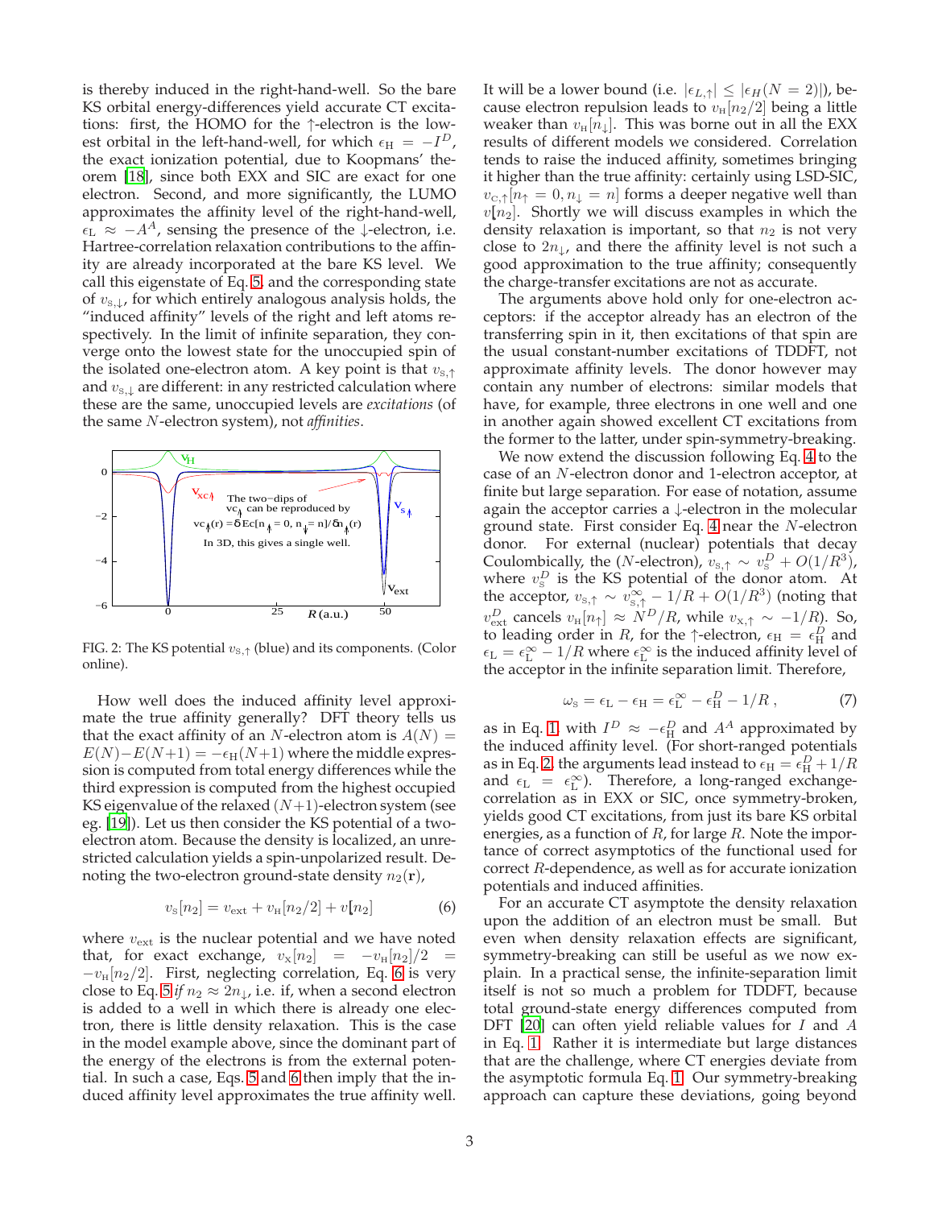is thereby induced in the right-hand-well. So the bare KS orbital energy-differences yield accurate CT excitations: first, the HOMO for the ↑-electron is the lowest orbital in the left-hand-well, for which $\epsilon_{\rm H} = -I^D$, the exact ionization potential, due to Koopmans' theorem [18], since both EXX and SIC are exact for one electron. Second, and more significantly, the LUMO approximates the affinity level of the right-hand-well, $\epsilon_{\rm L} \approx -A^A$, sensing the presence of the ↓-electron, i.e. Hartree-correlation relaxation contributions to the affinity are already incorporated at the bare KS level. We call this eigenstate of Eq. 5, and the corresponding state of $v_{{\rm s},\downarrow}$, for which entirely analogous analysis holds, the "induced affinity" levels of the right and left atoms respectively. In the limit of infinite separation, they converge onto the lowest state for the unoccupied spin of the isolated one-electron atom. A key point is that $v_{{\rm s},\uparrow}$ and $v_{{\rm s},\downarrow}$ are different: in any restricted calculation where these are the same, unoccupied levels are *excitations* (of the same $N$-electron system), not *affinities*.

FIG. 2: The KS potential $v_{{\rm s},\uparrow}$ (blue) and its components. (Color online).

How well does the induced affinity level approximate the true affinity generally? DFT theory tells us that the exact affinity of an $N$-electron atom is $A(N) = E(N) - E(N+1) = -\epsilon_{\rm H}(N+1)$ where the middle expression is computed from total energy differences while the third expression is computed from the highest occupied KS eigenvalue of the relaxed $(N+1)$-electron system (see eg. [19]). Let us then consider the KS potential of a two-electron atom. Because the density is localized, an unrestricted calculation yields a spin-unpolarized result. Denoting the two-electron ground-state density $n_2(\mathbf{r})$,

$$v_{\rm s}[n_2] = v_{\rm ext} + v_{\rm H}[n_2/2] + v[n_2] \tag{6}$$

where $v_{\rm ext}$ is the nuclear potential and we have noted that, for exact exchange, $v_{\rm x}[n_2] = -v_{\rm H}[n_2]/2 = -v_{\rm H}[n_2/2]$. First, neglecting correlation, Eq. 6 is very close to Eq. 5 *if* $n_2 \approx 2n_\downarrow$, i.e. if, when a second electron is added to a well in which there is already one electron, there is little density relaxation. This is the case in the model example above, since the dominant part of the energy of the electrons is from the external potential. In such a case, Eqs. 5 and 6 then imply that the induced affinity level approximates the true affinity well.

It will be a lower bound (i.e. $|\epsilon_{L,\uparrow}| \leq |\epsilon_H(N=2)|$), because electron repulsion leads to $v_{\rm H}[n_2/2]$ being a little weaker than $v_{\rm H}[n_\downarrow]$. This was borne out in all the EXX results of different models we considered. Correlation tends to raise the induced affinity, sometimes bringing it higher than the true affinity: certainly using LSD-SIC, $v_{{\rm C},\uparrow}[n_\uparrow = 0, n_\downarrow = n]$ forms a deeper negative well than $v[n_2]$. Shortly we will discuss examples in which the density relaxation is important, so that $n_2$ is not very close to $2n_\downarrow$, and there the affinity level is not such a good approximation to the true affinity; consequently the charge-transfer excitations are not as accurate.

The arguments above hold only for one-electron acceptors: if the acceptor already has an electron of the transferring spin in it, then excitations of that spin are the usual constant-number excitations of TDDFT, not approximate affinity levels. The donor however may contain any number of electrons: similar models that have, for example, three electrons in one well and one in another again showed excellent CT excitations from the former to the latter, under spin-symmetry-breaking.

We now extend the discussion following Eq. 4 to the case of an $N$-electron donor and 1-electron acceptor, at finite but large separation. For ease of notation, assume again the acceptor carries a ↓-electron in the molecular ground state. First consider Eq. 4 near the $N$-electron donor. For external (nuclear) potentials that decay Coulombically, the ($N$-electron), $v_{{\rm s},\uparrow} \sim v_{\rm s}^D + O(1/R^3)$, where $v_{\rm s}^D$ is the KS potential of the donor atom. At the acceptor, $v_{{\rm s},\uparrow} \sim v_{{\rm s},\uparrow}^\infty - 1/R + O(1/R^3)$ (noting that $v_{\rm ext}^D$ cancels $v_{\rm H}[n_\uparrow] \approx N^D/R$, while $v_{{\rm x},\uparrow} \sim -1/R$). So, to leading order in $R$, for the ↑-electron, $\epsilon_{\rm H} = \epsilon_{\rm H}^D$ and $\epsilon_{\rm L} = \epsilon_{\rm L}^\infty - 1/R$ where $\epsilon_{\rm L}^\infty$ is the induced affinity level of the acceptor in the infinite separation limit. Therefore,

$$\omega_{\rm s} = \epsilon_{\rm L} - \epsilon_{\rm H} = \epsilon_{\rm L}^\infty - \epsilon_{\rm H}^D - 1/R\,, \tag{7}$$

as in Eq. 1, with $I^D \approx -\epsilon_{\rm H}^D$ and $A^A$ approximated by the induced affinity level. (For short-ranged potentials as in Eq. 2, the arguments lead instead to $\epsilon_{\rm H} = \epsilon_{\rm H}^D + 1/R$ and $\epsilon_{\rm L} = \epsilon_{\rm L}^\infty$). Therefore, a long-ranged exchange-correlation as in EXX or SIC, once symmetry-broken, yields good CT excitations, from just its bare KS orbital energies, as a function of $R$, for large $R$. Note the importance of correct asymptotics of the functional used for correct $R$-dependence, as well as for accurate ionization potentials and induced affinities.

For an accurate CT asymptote the density relaxation upon the addition of an electron must be small. But even when density relaxation effects are significant, symmetry-breaking can still be useful as we now explain. In a practical sense, the infinite-separation limit itself is not so much a problem for TDDFT, because total ground-state energy differences computed from DFT [20] can often yield reliable values for $I$ and $A$ in Eq. 1. Rather it is intermediate but large distances that are the challenge, where CT energies deviate from the asymptotic formula Eq. 1. Our symmetry-breaking approach can capture these deviations, going beyond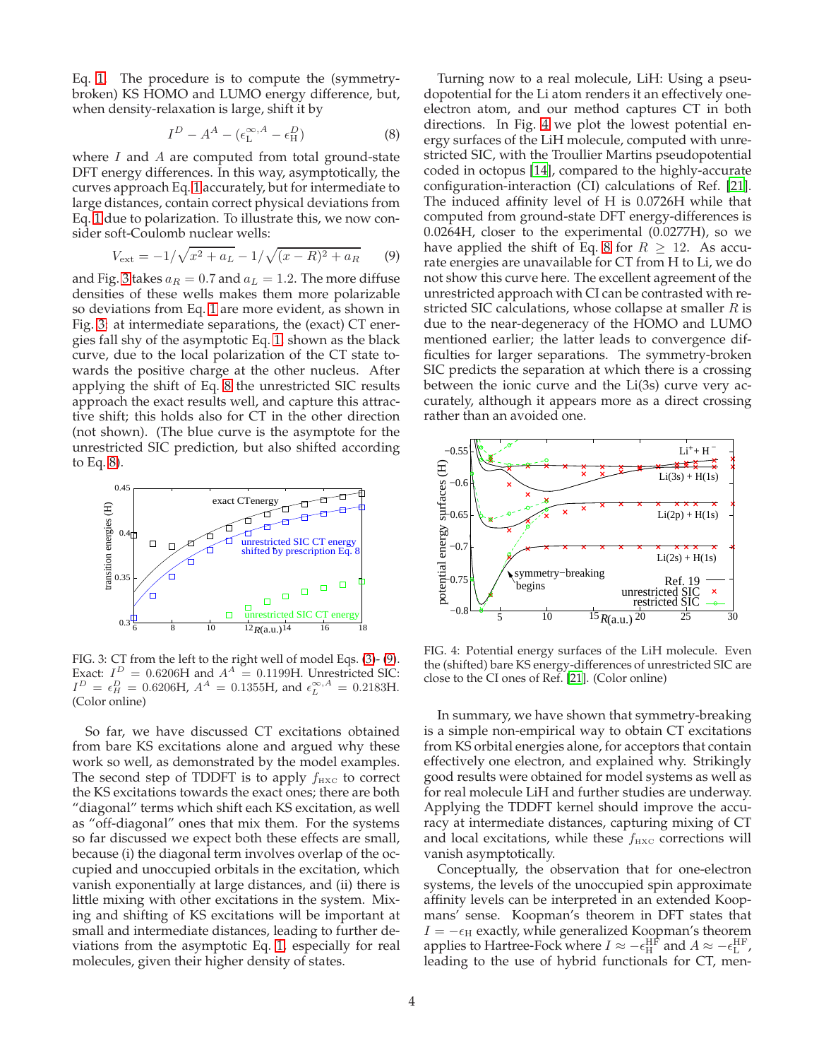Eq. 1. The procedure is to compute the (symmetry-broken) KS HOMO and LUMO energy difference, but, when density-relaxation is large, shift it by

$$I^D - A^A - (\epsilon_{\rm L}^{\infty,A} - \epsilon_{\rm H}^D) \tag{8}$$

where $I$ and $A$ are computed from total ground-state DFT energy differences. In this way, asymptotically, the curves approach Eq. 1 accurately, but for intermediate to large distances, contain correct physical deviations from Eq. 1 due to polarization. To illustrate this, we now consider soft-Coulomb nuclear wells:

$$V_{\rm ext} = -1/\sqrt{x^2 + a_L} - 1/\sqrt{(x-R)^2 + a_R} \tag{9}$$

and Fig. 3 takes $a_R = 0.7$ and $a_L = 1.2$. The more diffuse densities of these wells makes them more polarizable so deviations from Eq. 1 are more evident, as shown in Fig. 3: at intermediate separations, the (exact) CT energies fall shy of the asymptotic Eq. 1, shown as the black curve, due to the local polarization of the CT state towards the positive charge at the other nucleus. After applying the shift of Eq. 8 the unrestricted SIC results approach the exact results well, and capture this attractive shift; this holds also for CT in the other direction (not shown). (The blue curve is the asymptote for the unrestricted SIC prediction, but also shifted according to Eq. 8).

FIG. 3: CT from the left to the right well of model Eqs. (3)-(9). Exact: $I^D = 0.6206$H and $A^A = 0.1199$H. Unrestricted SIC: $I^D = \epsilon_H^D = 0.6206$H, $A^A = 0.1355$H, and $\epsilon_L^{\infty,A} = 0.2183$H. (Color online)

So far, we have discussed CT excitations obtained from bare KS excitations alone and argued why these work so well, as demonstrated by the model examples. The second step of TDDFT is to apply $f_{\rm HXC}$ to correct the KS excitations towards the exact ones; there are both "diagonal" terms which shift each KS excitation, as well as "off-diagonal" ones that mix them. For the systems so far discussed we expect both these effects are small, because (i) the diagonal term involves overlap of the occupied and unoccupied orbitals in the excitation, which vanish exponentially at large distances, and (ii) there is little mixing with other excitations in the system. Mixing and shifting of KS excitations will be important at small and intermediate distances, leading to further deviations from the asymptotic Eq. 1, especially for real molecules, given their higher density of states.

Turning now to a real molecule, LiH: Using a pseudopotential for the Li atom renders it an effectively one-electron atom, and our method captures CT in both directions. In Fig. 4 we plot the lowest potential energy surfaces of the LiH molecule, computed with unrestricted SIC, with the Troullier Martins pseudopotential coded in octopus [14], compared to the highly-accurate configuration-interaction (CI) calculations of Ref. [21]. The induced affinity level of H is 0.0726H while that computed from ground-state DFT energy-differences is 0.0264H, closer to the experimental (0.0277H), so we have applied the shift of Eq. 8 for $R \geq 12$. As accurate energies are unavailable for CT from H to Li, we do not show this curve here. The excellent agreement of the unrestricted approach with CI can be contrasted with restricted SIC calculations, whose collapse at smaller $R$ is due to the near-degeneracy of the HOMO and LUMO mentioned earlier; the latter leads to convergence difficulties for larger separations. The symmetry-broken SIC predicts the separation at which there is a crossing between the ionic curve and the Li(3s) curve very accurately, although it appears more as a direct crossing rather than an avoided one.

FIG. 4: Potential energy surfaces of the LiH molecule. Even the (shifted) bare KS energy-differences of unrestricted SIC are close to the CI ones of Ref. [21]. (Color online)

In summary, we have shown that symmetry-breaking is a simple non-empirical way to obtain CT excitations from KS orbital energies alone, for acceptors that contain effectively one electron, and explained why. Strikingly good results were obtained for model systems as well as for real molecule LiH and further studies are underway. Applying the TDDFT kernel should improve the accuracy at intermediate distances, capturing mixing of CT and local excitations, while these $f_{\rm HXC}$ corrections will vanish asymptotically.

Conceptually, the observation that for one-electron systems, the levels of the unoccupied spin approximate affinity levels can be interpreted in an extended Koopmans' sense. Koopman's theorem in DFT states that $I = -\epsilon_{\rm H}$ exactly, while generalized Koopman's theorem applies to Hartree-Fock where $I \approx -\epsilon_{\rm H}^{\rm HF}$ and $A \approx -\epsilon_{\rm L}^{\rm HF}$, leading to the use of hybrid functionals for CT, men-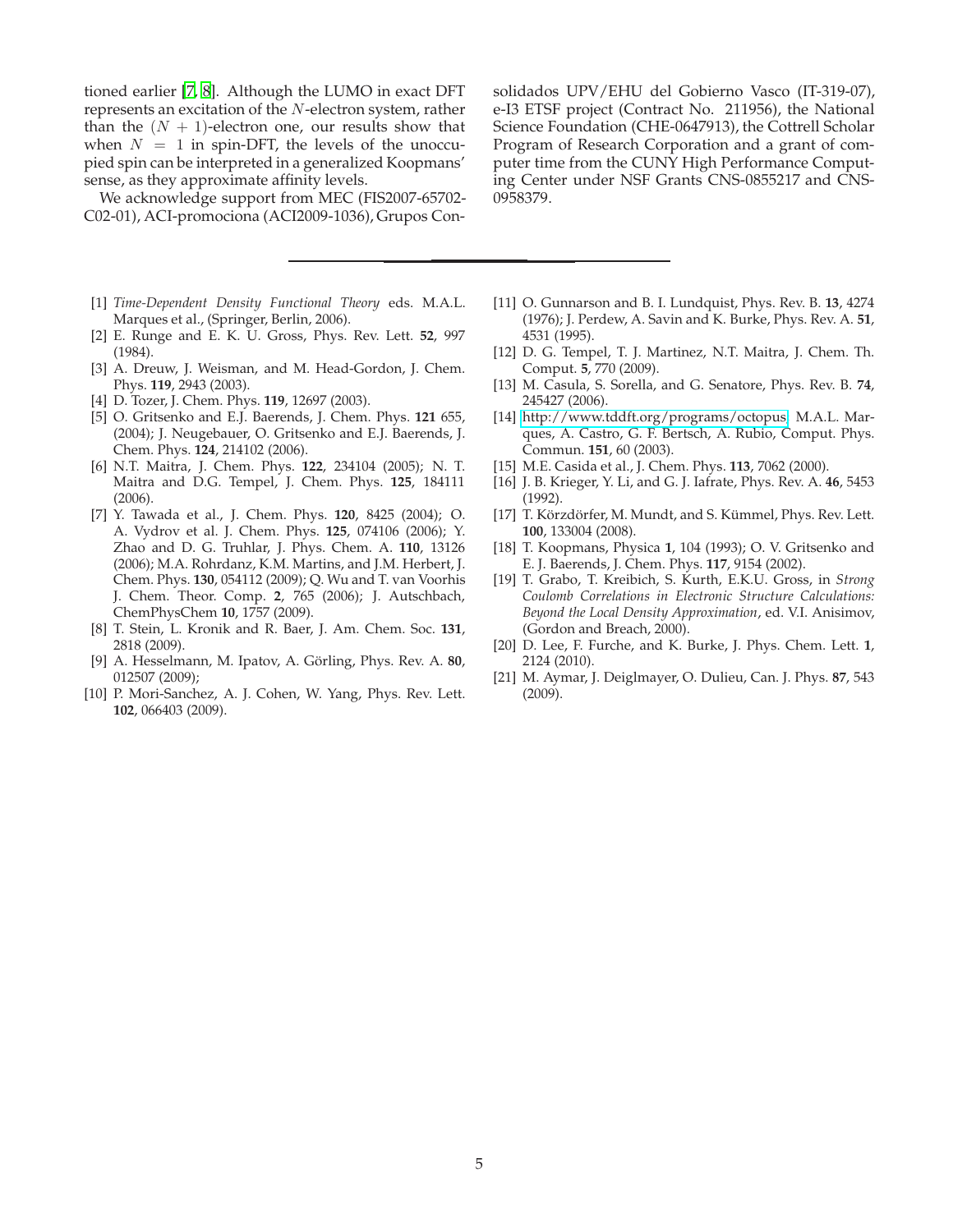tioned earlier [7, 8]. Although the LUMO in exact DFT represents an excitation of the $N$-electron system, rather than the $(N+1)$-electron one, our results show that when $N = 1$ in spin-DFT, the levels of the unoccupied spin can be interpreted in a generalized Koopmans' sense, as they approximate affinity levels.

We acknowledge support from MEC (FIS2007-65702-C02-01), ACI-promociona (ACI2009-1036), Grupos Consolidados UPV/EHU del Gobierno Vasco (IT-319-07), e-I3 ETSF project (Contract No. 211956), the National Science Foundation (CHE-0647913), the Cottrell Scholar Program of Research Corporation and a grant of computer time from the CUNY High Performance Computing Center under NSF Grants CNS-0855217 and CNS-0958379.

---

[1] *Time-Dependent Density Functional Theory* eds. M.A.L. Marques et al., (Springer, Berlin, 2006).

[2] E. Runge and E. K. U. Gross, Phys. Rev. Lett. **52**, 997 (1984).

[3] A. Dreuw, J. Weisman, and M. Head-Gordon, J. Chem. Phys. **119**, 2943 (2003).

[4] D. Tozer, J. Chem. Phys. **119**, 12697 (2003).

[5] O. Gritsenko and E.J. Baerends, J. Chem. Phys. **121** 655, (2004); J. Neugebauer, O. Gritsenko and E.J. Baerends, J. Chem. Phys. **124**, 214102 (2006).

[6] N.T. Maitra, J. Chem. Phys. **122**, 234104 (2005); N. T. Maitra and D.G. Tempel, J. Chem. Phys. **125**, 184111 (2006).

[7] Y. Tawada et al., J. Chem. Phys. **120**, 8425 (2004); O. A. Vydrov et al. J. Chem. Phys. **125**, 074106 (2006); Y. Zhao and D. G. Truhlar, J. Phys. Chem. A. **110**, 13126 (2006); M.A. Rohrdanz, K.M. Martins, and J.M. Herbert, J. Chem. Phys. **130**, 054112 (2009); Q. Wu and T. van Voorhis J. Chem. Theor. Comp. **2**, 765 (2006); J. Autschbach, ChemPhysChem **10**, 1757 (2009).

[8] T. Stein, L. Kronik and R. Baer, J. Am. Chem. Soc. **131**, 2818 (2009).

[9] A. Hesselmann, M. Ipatov, A. Görling, Phys. Rev. A. **80**, 012507 (2009);

[10] P. Mori-Sanchez, A. J. Cohen, W. Yang, Phys. Rev. Lett. **102**, 066403 (2009).

[11] O. Gunnarson and B. I. Lundquist, Phys. Rev. B. **13**, 4274 (1976); J. Perdew, A. Savin and K. Burke, Phys. Rev. A. **51**, 4531 (1995).

[12] D. G. Tempel, T. J. Martinez, N.T. Maitra, J. Chem. Th. Comput. **5**, 770 (2009).

[13] M. Casula, S. Sorella, and G. Senatore, Phys. Rev. B. **74**, 245427 (2006).

[14] http://www.tddft.org/programs/octopus, M.A.L. Marques, A. Castro, G. F. Bertsch, A. Rubio, Comput. Phys. Commun. **151**, 60 (2003).

[15] M.E. Casida et al., J. Chem. Phys. **113**, 7062 (2000).

[16] J. B. Krieger, Y. Li, and G. J. Iafrate, Phys. Rev. A. **46**, 5453 (1992).

[17] T. Körzdörfer, M. Mundt, and S. Kümmel, Phys. Rev. Lett. **100**, 133004 (2008).

[18] T. Koopmans, Physica **1**, 104 (1993); O. V. Gritsenko and E. J. Baerends, J. Chem. Phys. **117**, 9154 (2002).

[19] T. Grabo, T. Kreibich, S. Kurth, E.K.U. Gross, in *Strong Coulomb Correlations in Electronic Structure Calculations: Beyond the Local Density Approximation*, ed. V.I. Anisimov, (Gordon and Breach, 2000).

[20] D. Lee, F. Furche, and K. Burke, J. Phys. Chem. Lett. **1**, 2124 (2010).

[21] M. Aymar, J. Deiglmayer, O. Dulieu, Can. J. Phys. **87**, 543 (2009).